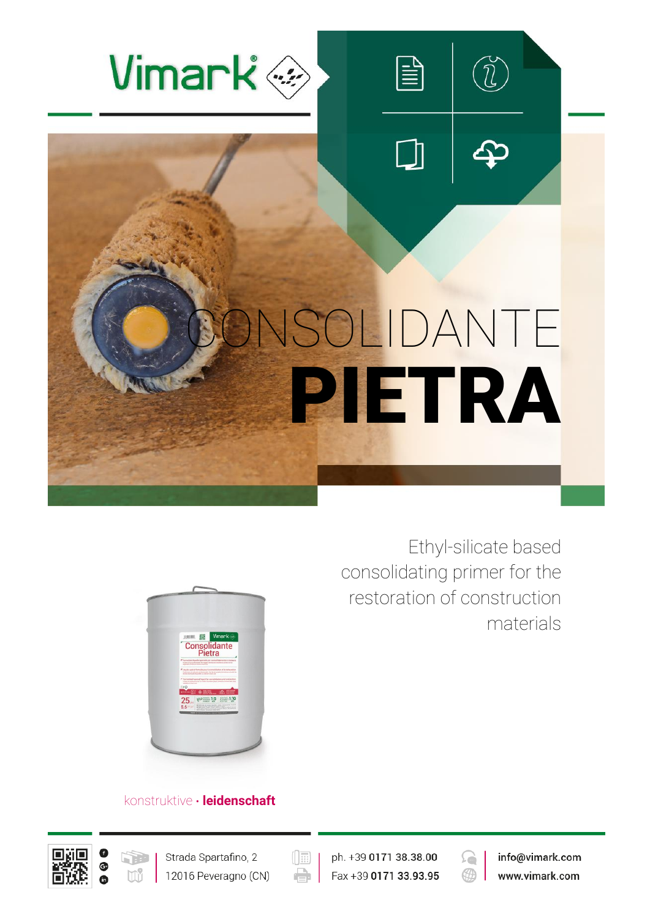Vimark®

# CONSOLIDANTE **PIETRA**

Ethyl-silicate based consolidating primer for the restoration of construction materials

konstruktive · **leidenschaft**

Strada Spartafino, 2
12016 Peveragno (CN)

ph. +39 **0171 38.38.00**
Fax +39 **0171 33.93.95**

**info@vimark.com**
**www.vimark.com**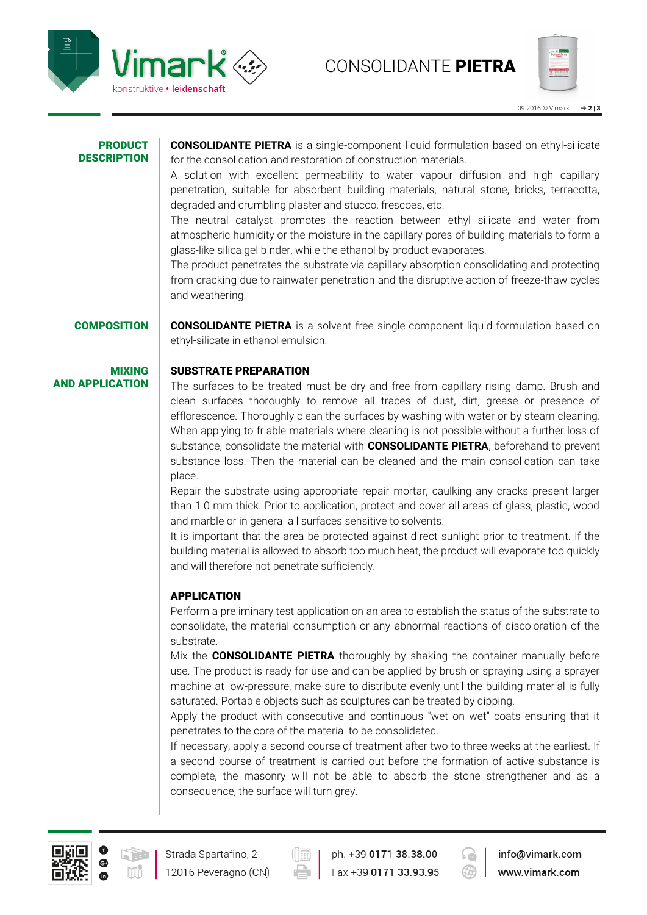## PRODUCT DESCRIPTION

**CONSOLIDANTE PIETRA** is a single-component liquid formulation based on ethyl-silicate for the consolidation and restoration of construction materials.

A solution with excellent permeability to water vapour diffusion and high capillary penetration, suitable for absorbent building materials, natural stone, bricks, terracotta, degraded and crumbling plaster and stucco, frescoes, etc.

The neutral catalyst promotes the reaction between ethyl silicate and water from atmospheric humidity or the moisture in the capillary pores of building materials to form a glass-like silica gel binder, while the ethanol by product evaporates.

The product penetrates the substrate via capillary absorption consolidating and protecting from cracking due to rainwater penetration and the disruptive action of freeze-thaw cycles and weathering.

## COMPOSITION

**CONSOLIDANTE PIETRA** is a solvent free single-component liquid formulation based on ethyl-silicate in ethanol emulsion.

## MIXING AND APPLICATION

### SUBSTRATE PREPARATION

The surfaces to be treated must be dry and free from capillary rising damp. Brush and clean surfaces thoroughly to remove all traces of dust, dirt, grease or presence of efflorescence. Thoroughly clean the surfaces by washing with water or by steam cleaning. When applying to friable materials where cleaning is not possible without a further loss of substance, consolidate the material with **CONSOLIDANTE PIETRA**, beforehand to prevent substance loss. Then the material can be cleaned and the main consolidation can take place.

Repair the substrate using appropriate repair mortar, caulking any cracks present larger than 1.0 mm thick. Prior to application, protect and cover all areas of glass, plastic, wood and marble or in general all surfaces sensitive to solvents.

It is important that the area be protected against direct sunlight prior to treatment. If the building material is allowed to absorb too much heat, the product will evaporate too quickly and will therefore not penetrate sufficiently.

### APPLICATION

Perform a preliminary test application on an area to establish the status of the substrate to consolidate, the material consumption or any abnormal reactions of discoloration of the substrate.

Mix the **CONSOLIDANTE PIETRA** thoroughly by shaking the container manually before use. The product is ready for use and can be applied by brush or spraying using a sprayer machine at low-pressure, make sure to distribute evenly until the building material is fully saturated. Portable objects such as sculptures can be treated by dipping.

Apply the product with consecutive and continuous "wet on wet" coats ensuring that it penetrates to the core of the material to be consolidated.

If necessary, apply a second course of treatment after two to three weeks at the earliest. If a second course of treatment is carried out before the formation of active substance is complete, the masonry will not be able to absorb the stone strengthener and as a consequence, the surface will turn grey.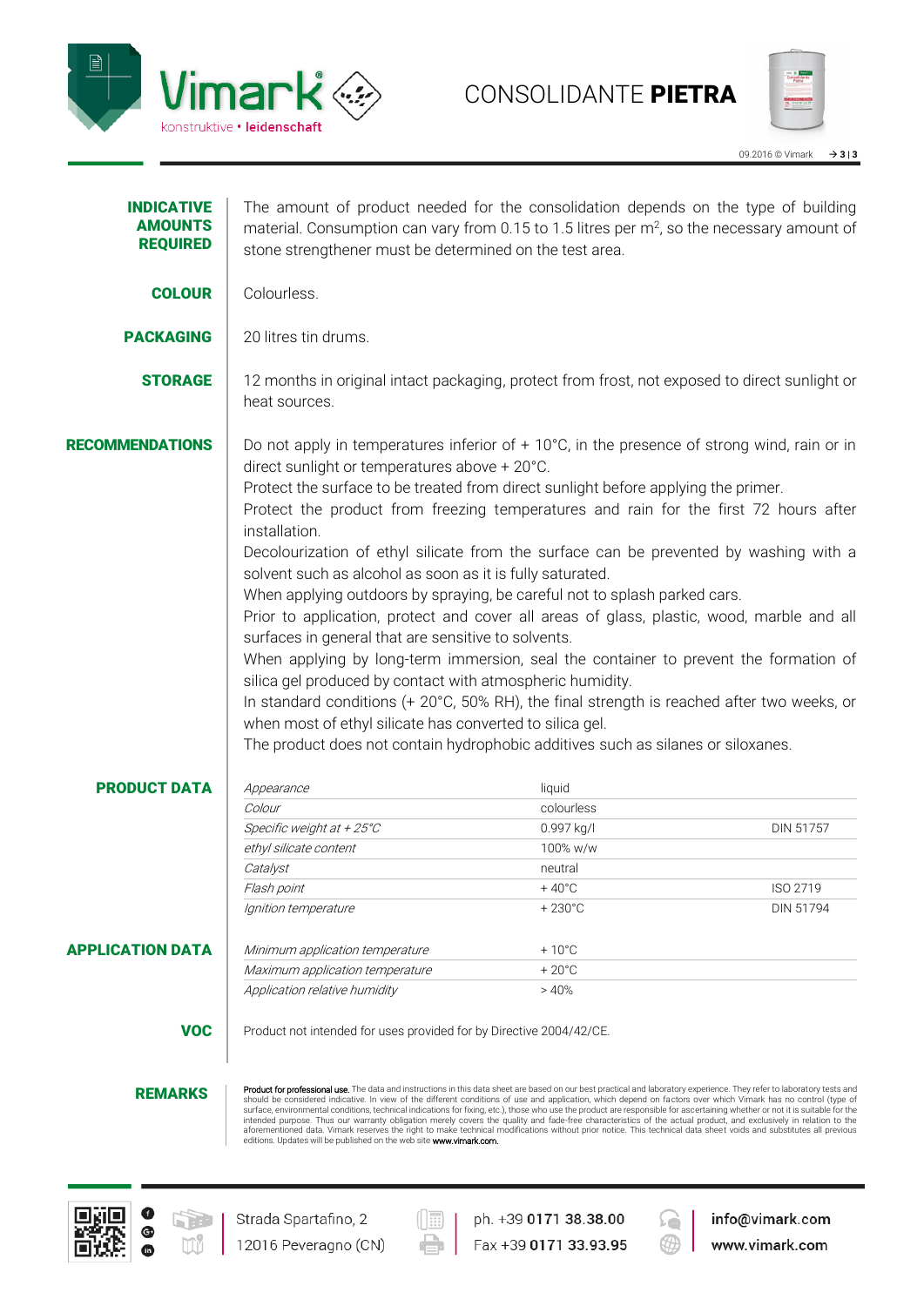## INDICATIVE AMOUNTS REQUIRED

The amount of product needed for the consolidation depends on the type of building material. Consumption can vary from 0.15 to 1.5 litres per m$^2$, so the necessary amount of stone strengthener must be determined on the test area.

## COLOUR

Colourless.

## PACKAGING

20 litres tin drums.

## STORAGE

12 months in original intact packaging, protect from frost, not exposed to direct sunlight or heat sources.

## RECOMMENDATIONS

Do not apply in temperatures inferior of + 10°C, in the presence of strong wind, rain or in direct sunlight or temperatures above + 20°C.
Protect the surface to be treated from direct sunlight before applying the primer.
Protect the product from freezing temperatures and rain for the first 72 hours after installation.
Decolourization of ethyl silicate from the surface can be prevented by washing with a solvent such as alcohol as soon as it is fully saturated.
When applying outdoors by spraying, be careful not to splash parked cars.
Prior to application, protect and cover all areas of glass, plastic, wood, marble and all surfaces in general that are sensitive to solvents.
When applying by long-term immersion, seal the container to prevent the formation of silica gel produced by contact with atmospheric humidity.
In standard conditions (+ 20°C, 50% RH), the final strength is reached after two weeks, or when most of ethyl silicate has converted to silica gel.
The product does not contain hydrophobic additives such as silanes or siloxanes.

## PRODUCT DATA

| | | |
|---|---|---|
| *Appearance* | liquid | |
| *Colour* | colourless | |
| *Specific weight at + 25°C* | 0.997 kg/l | DIN 51757 |
| *ethyl silicate content* | 100% w/w | |
| *Catalyst* | neutral | |
| *Flash point* | + 40°C | ISO 2719 |
| *Ignition temperature* | + 230°C | DIN 51794 |

## APPLICATION DATA

| | |
|---|---|
| *Minimum application temperature* | + 10°C |
| *Maximum application temperature* | + 20°C |
| *Application relative humidity* | > 40% |

## VOC

Product not intended for uses provided for by Directive 2004/42/CE.

## REMARKS

**Product for professional use.** The data and instructions in this data sheet are based on our best practical and laboratory experience. They refer to laboratory tests and should be considered indicative. In view of the different conditions of use and application, which depend on factors over which Vimark has no control (type of surface, environmental conditions, technical indications for fixing, etc.), those who use the product are responsible for ascertaining whether or not it is suitable for the intended purpose. Thus our warranty obligation merely covers the quality and fade-free characteristics of the actual product, and exclusively in relation to the aforementioned data. Vimark reserves the right to make technical modifications without prior notice. This technical data sheet voids and substitutes all previous editions. Updates will be published on the web site **www.vimark.com**.

Strada Spartafino, 2
12016 Peveragno (CN)

ph. +39 0171 38.38.00
Fax +39 0171 33.93.95

info@vimark.com
www.vimark.com